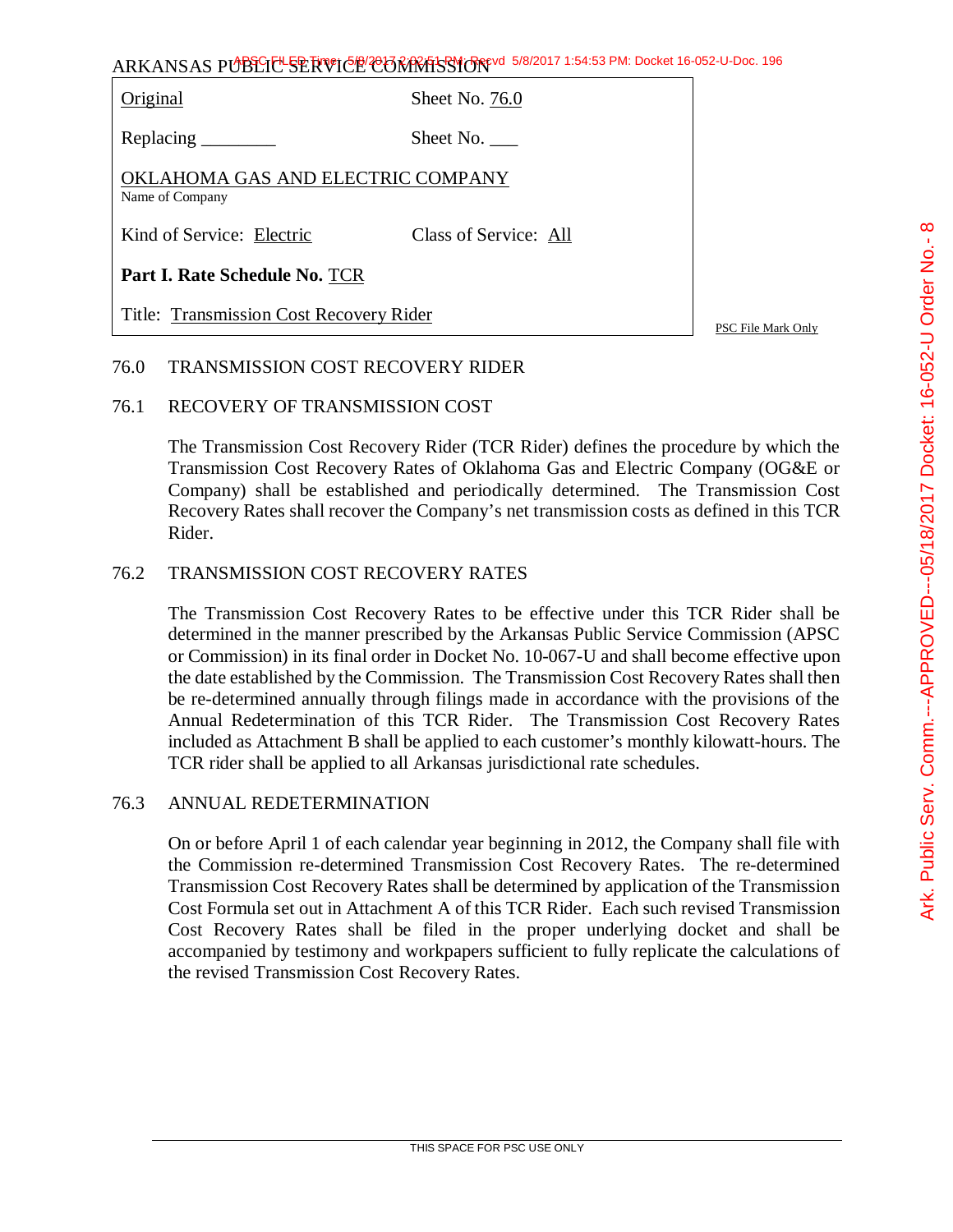ARKANSAS PUBLIC SERVICE COMMISSION

| | |
|---|---|
| Original | Sheet No. 76.0 |
| Replacing ________ | Sheet No. ___ |
| OKLAHOMA GAS AND ELECTRIC COMPANY<br>Name of Company | |
| Kind of Service: Electric | Class of Service: All |
| **Part I. Rate Schedule No.** TCR | |
| Title: Transmission Cost Recovery Rider | |

PSC File Mark Only

76.0 TRANSMISSION COST RECOVERY RIDER

76.1 RECOVERY OF TRANSMISSION COST

The Transmission Cost Recovery Rider (TCR Rider) defines the procedure by which the Transmission Cost Recovery Rates of Oklahoma Gas and Electric Company (OG&E or Company) shall be established and periodically determined. The Transmission Cost Recovery Rates shall recover the Company's net transmission costs as defined in this TCR Rider.

76.2 TRANSMISSION COST RECOVERY RATES

The Transmission Cost Recovery Rates to be effective under this TCR Rider shall be determined in the manner prescribed by the Arkansas Public Service Commission (APSC or Commission) in its final order in Docket No. 10-067-U and shall become effective upon the date established by the Commission. The Transmission Cost Recovery Rates shall then be re-determined annually through filings made in accordance with the provisions of the Annual Redetermination of this TCR Rider. The Transmission Cost Recovery Rates included as Attachment B shall be applied to each customer's monthly kilowatt-hours. The TCR rider shall be applied to all Arkansas jurisdictional rate schedules.

76.3 ANNUAL REDETERMINATION

On or before April 1 of each calendar year beginning in 2012, the Company shall file with the Commission re-determined Transmission Cost Recovery Rates. The re-determined Transmission Cost Recovery Rates shall be determined by application of the Transmission Cost Formula set out in Attachment A of this TCR Rider. Each such revised Transmission Cost Recovery Rates shall be filed in the proper underlying docket and shall be accompanied by testimony and workpapers sufficient to fully replicate the calculations of the revised Transmission Cost Recovery Rates.

THIS SPACE FOR PSC USE ONLY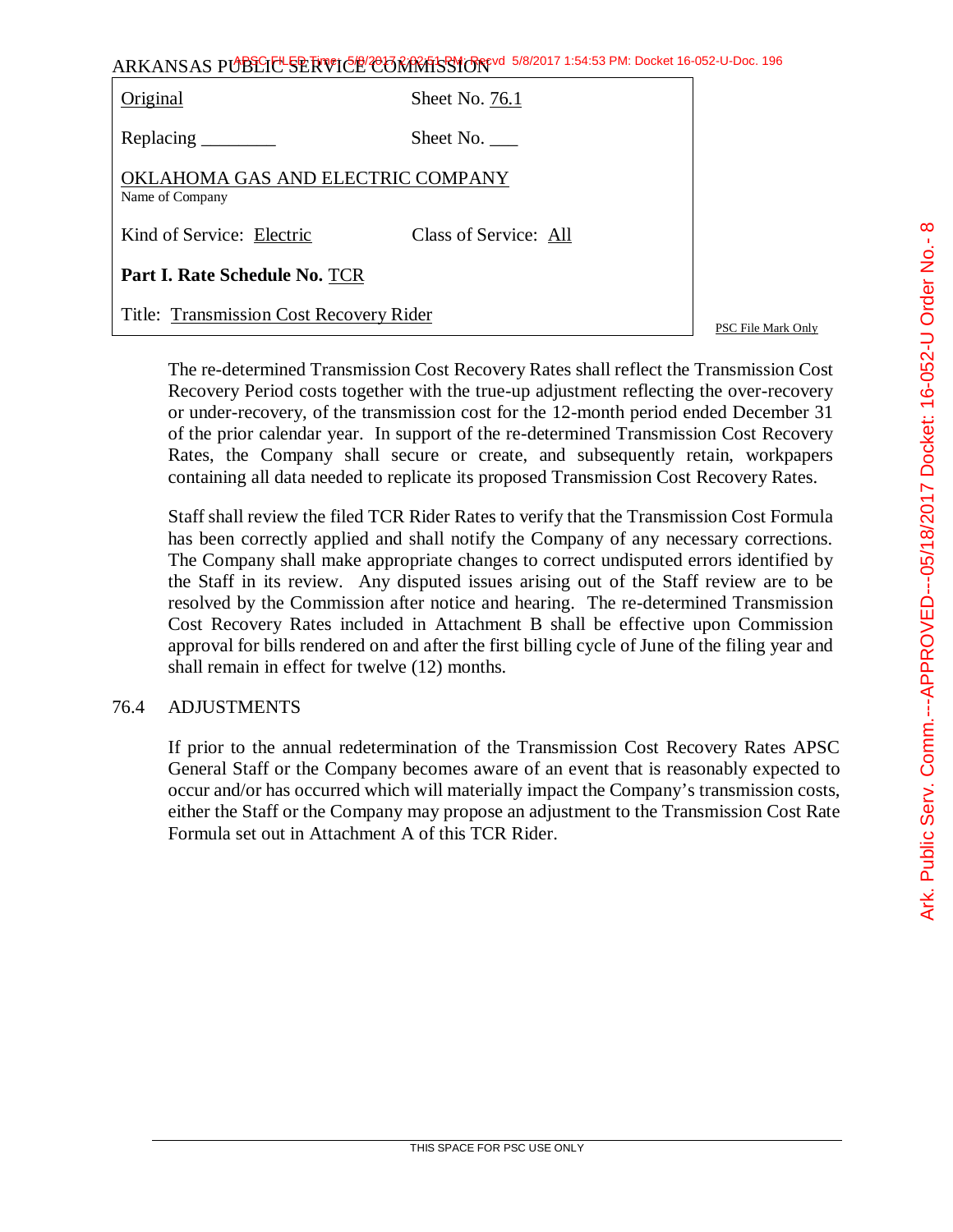ARKANSAS PUBLIC SERVICE COMMISSION

| Original | Sheet No. 76.1 |
| --- | --- |
| Replacing ________ | Sheet No. ___ |
| OKLAHOMA GAS AND ELECTRIC COMPANY<br>Name of Company | |
| Kind of Service: Electric | Class of Service: All |
| **Part I. Rate Schedule No.** TCR | |
| Title: Transmission Cost Recovery Rider | |

PSC File Mark Only

The re-determined Transmission Cost Recovery Rates shall reflect the Transmission Cost Recovery Period costs together with the true-up adjustment reflecting the over-recovery or under-recovery, of the transmission cost for the 12-month period ended December 31 of the prior calendar year. In support of the re-determined Transmission Cost Recovery Rates, the Company shall secure or create, and subsequently retain, workpapers containing all data needed to replicate its proposed Transmission Cost Recovery Rates.

Staff shall review the filed TCR Rider Rates to verify that the Transmission Cost Formula has been correctly applied and shall notify the Company of any necessary corrections. The Company shall make appropriate changes to correct undisputed errors identified by the Staff in its review. Any disputed issues arising out of the Staff review are to be resolved by the Commission after notice and hearing. The re-determined Transmission Cost Recovery Rates included in Attachment B shall be effective upon Commission approval for bills rendered on and after the first billing cycle of June of the filing year and shall remain in effect for twelve (12) months.

## 76.4 ADJUSTMENTS

If prior to the annual redetermination of the Transmission Cost Recovery Rates APSC General Staff or the Company becomes aware of an event that is reasonably expected to occur and/or has occurred which will materially impact the Company's transmission costs, either the Staff or the Company may propose an adjustment to the Transmission Cost Rate Formula set out in Attachment A of this TCR Rider.

THIS SPACE FOR PSC USE ONLY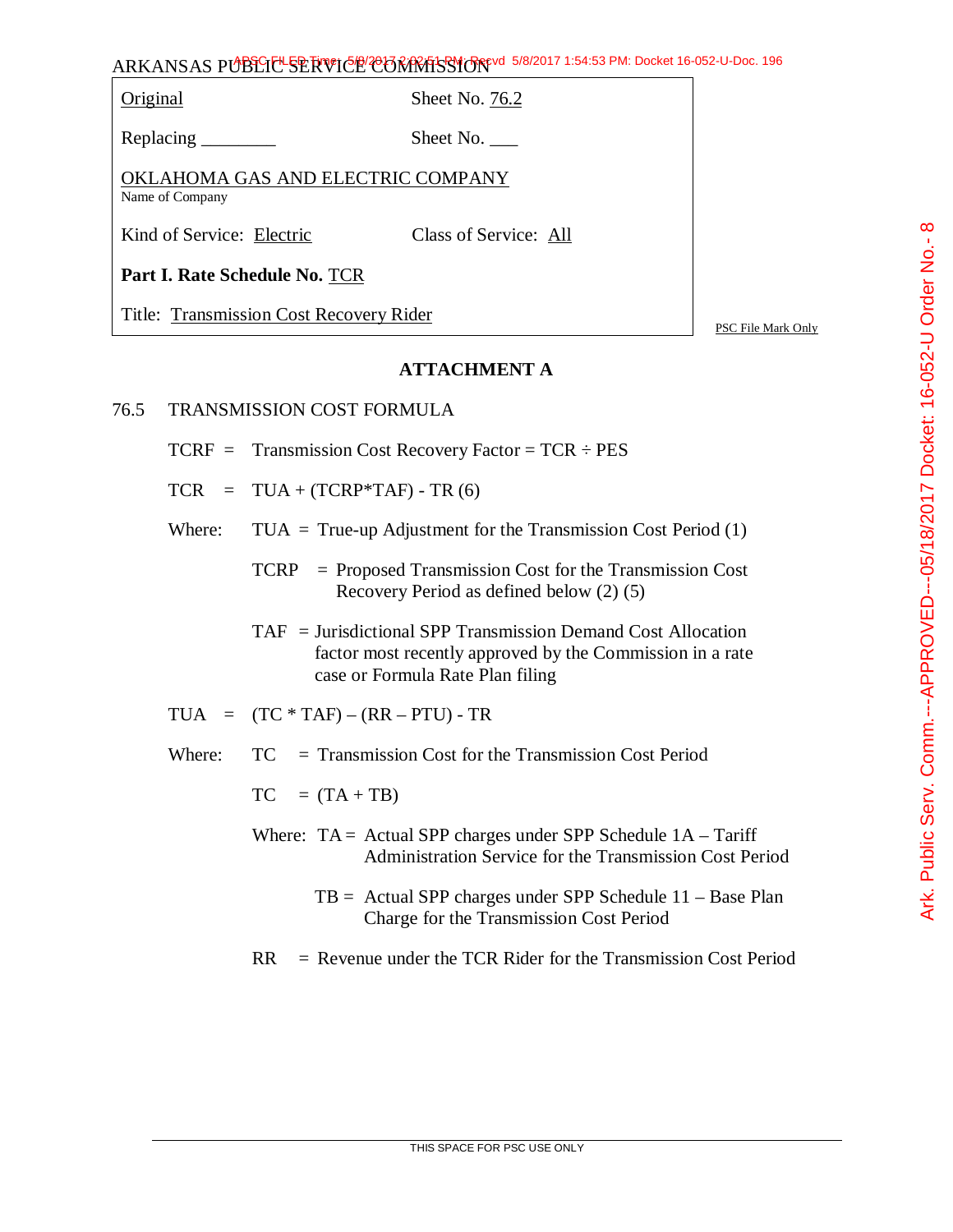ARKANSAS PUBLIC SERVICE COMMISSION

| | |
|---|---|
| Original | Sheet No. 76.2 |
| Replacing ________ | Sheet No. ___ |
| OKLAHOMA GAS AND ELECTRIC COMPANY<br>Name of Company | |
| Kind of Service: Electric | Class of Service: All |
| **Part I. Rate Schedule No.** TCR | |
| Title: Transmission Cost Recovery Rider | |

PSC File Mark Only

## ATTACHMENT A

76.5 TRANSMISSION COST FORMULA

TCRF = Transmission Cost Recovery Factor = TCR ÷ PES

TCR = TUA + (TCRP*TAF) - TR (6)

Where: TUA = True-up Adjustment for the Transmission Cost Period (1)

TCRP = Proposed Transmission Cost for the Transmission Cost Recovery Period as defined below (2) (5)

TAF = Jurisdictional SPP Transmission Demand Cost Allocation factor most recently approved by the Commission in a rate case or Formula Rate Plan filing

TUA = (TC * TAF) – (RR – PTU) - TR

Where: TC = Transmission Cost for the Transmission Cost Period

TC = (TA + TB)

Where: TA = Actual SPP charges under SPP Schedule 1A – Tariff Administration Service for the Transmission Cost Period

TB = Actual SPP charges under SPP Schedule 11 – Base Plan Charge for the Transmission Cost Period

RR = Revenue under the TCR Rider for the Transmission Cost Period

THIS SPACE FOR PSC USE ONLY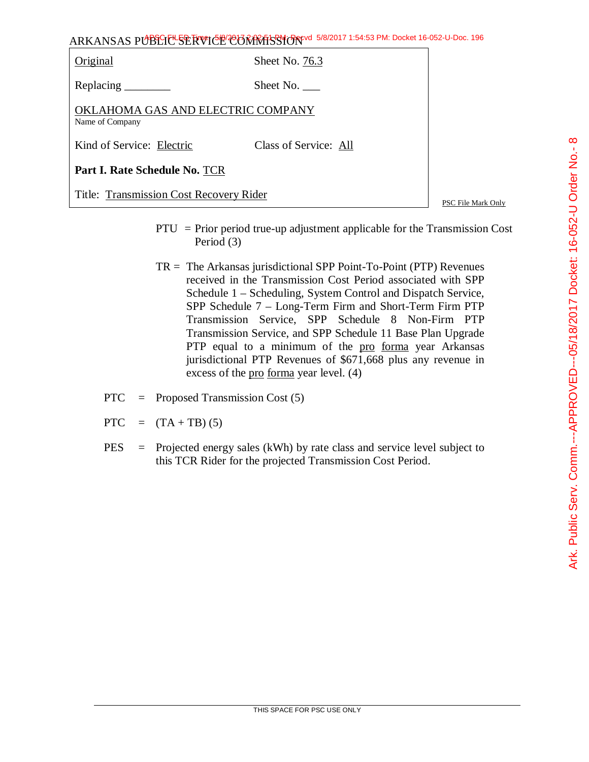ARKANSAS PUBLIC SERVICE COMMISSION

| | |
|---|---|
| Original | Sheet No. 76.3 |
| Replacing ________ | Sheet No. ___ |
| OKLAHOMA GAS AND ELECTRIC COMPANY<br>Name of Company | |
| Kind of Service: Electric | Class of Service: All |
| **Part I. Rate Schedule No.** TCR | |
| Title: Transmission Cost Recovery Rider | |

PSC File Mark Only

PTU = Prior period true-up adjustment applicable for the Transmission Cost Period (3)

TR = The Arkansas jurisdictional SPP Point-To-Point (PTP) Revenues received in the Transmission Cost Period associated with SPP Schedule 1 – Scheduling, System Control and Dispatch Service, SPP Schedule 7 – Long-Term Firm and Short-Term Firm PTP Transmission Service, SPP Schedule 8 Non-Firm PTP Transmission Service, and SPP Schedule 11 Base Plan Upgrade PTP equal to a minimum of the pro forma year Arkansas jurisdictional PTP Revenues of $671,668 plus any revenue in excess of the pro forma year level. (4)

PTC = Proposed Transmission Cost (5)

PTC = (TA + TB) (5)

PES = Projected energy sales (kWh) by rate class and service level subject to this TCR Rider for the projected Transmission Cost Period.

THIS SPACE FOR PSC USE ONLY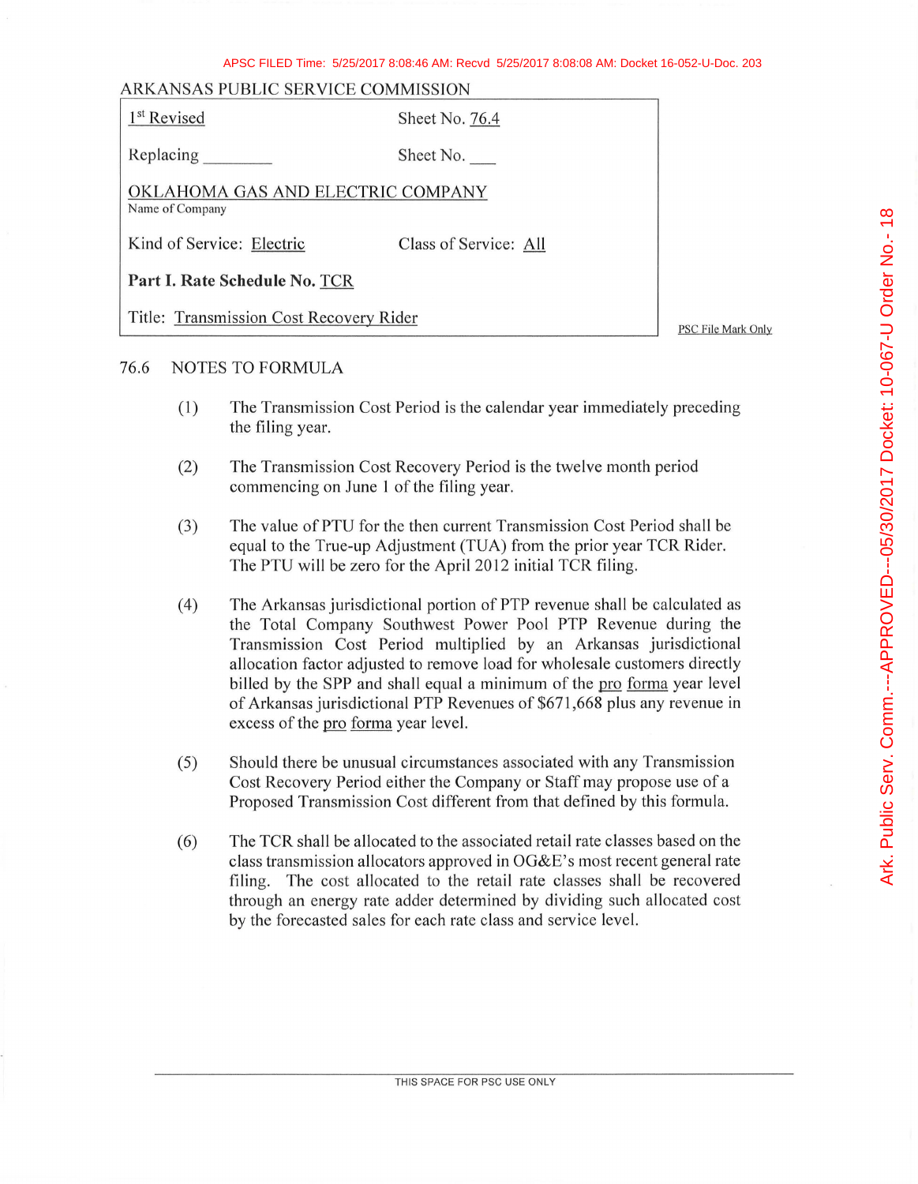APSC FILED Time: 5/25/2017 8:08:46 AM: Recvd 5/25/2017 8:08:08 AM: Docket 16-052-U-Doc. 203

ARKANSAS PUBLIC SERVICE COMMISSION

| | |
|---|---|
| 1st Revised | Sheet No. 76.4 |
| Replacing ________ | Sheet No. ___ |
| OKLAHOMA GAS AND ELECTRIC COMPANY<br>Name of Company | |
| Kind of Service: Electric | Class of Service: All |
| **Part I. Rate Schedule No.** TCR | |
| Title: Transmission Cost Recovery Rider | |

PSC File Mark Only

76.6 NOTES TO FORMULA

(1) The Transmission Cost Period is the calendar year immediately preceding the filing year.

(2) The Transmission Cost Recovery Period is the twelve month period commencing on June 1 of the filing year.

(3) The value of PTU for the then current Transmission Cost Period shall be equal to the True-up Adjustment (TUA) from the prior year TCR Rider. The PTU will be zero for the April 2012 initial TCR filing.

(4) The Arkansas jurisdictional portion of PTP revenue shall be calculated as the Total Company Southwest Power Pool PTP Revenue during the Transmission Cost Period multiplied by an Arkansas jurisdictional allocation factor adjusted to remove load for wholesale customers directly billed by the SPP and shall equal a minimum of the pro forma year level of Arkansas jurisdictional PTP Revenues of $671,668 plus any revenue in excess of the pro forma year level.

(5) Should there be unusual circumstances associated with any Transmission Cost Recovery Period either the Company or Staff may propose use of a Proposed Transmission Cost different from that defined by this formula.

(6) The TCR shall be allocated to the associated retail rate classes based on the class transmission allocators approved in OG&E's most recent general rate filing. The cost allocated to the retail rate classes shall be recovered through an energy rate adder determined by dividing such allocated cost by the forecasted sales for each rate class and service level.

THIS SPACE FOR PSC USE ONLY

Ark. Public Serv. Comm.--APPROVED--05/30/2017 Docket: 10-067-U Order No.- 18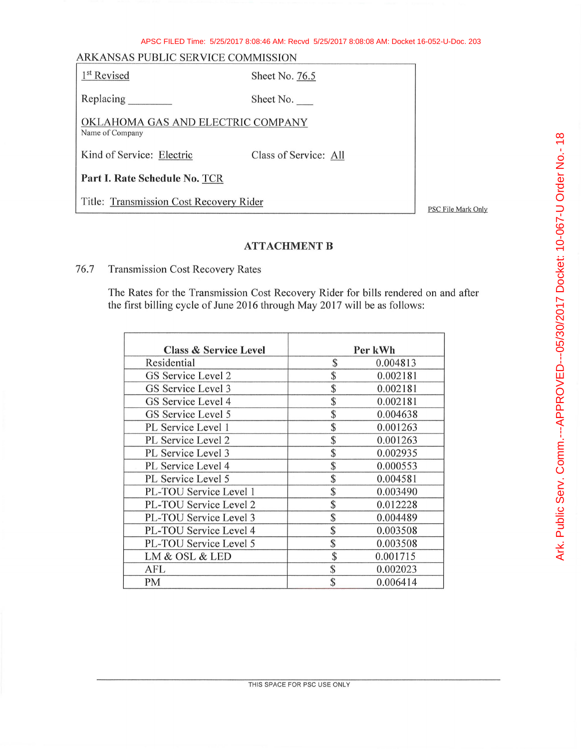ARKANSAS PUBLIC SERVICE COMMISSION

| | |
|---|---|
| 1st Revised | Sheet No. 76.5 |
| Replacing ________ | Sheet No. ___ |
| OKLAHOMA GAS AND ELECTRIC COMPANY<br>Name of Company | |
| Kind of Service: Electric | Class of Service: All |
| **Part I. Rate Schedule No.** TCR | |
| Title: Transmission Cost Recovery Rider | |

PSC File Mark Only

**ATTACHMENT B**

76.7 Transmission Cost Recovery Rates

The Rates for the Transmission Cost Recovery Rider for bills rendered on and after the first billing cycle of June 2016 through May 2017 will be as follows:

| Class & Service Level | Per kWh |
|---|---|
| Residential | $ 0.004813 |
| GS Service Level 2 | $ 0.002181 |
| GS Service Level 3 | $ 0.002181 |
| GS Service Level 4 | $ 0.002181 |
| GS Service Level 5 | $ 0.004638 |
| PL Service Level 1 | $ 0.001263 |
| PL Service Level 2 | $ 0.001263 |
| PL Service Level 3 | $ 0.002935 |
| PL Service Level 4 | $ 0.000553 |
| PL Service Level 5 | $ 0.004581 |
| PL-TOU Service Level 1 | $ 0.003490 |
| PL-TOU Service Level 2 | $ 0.012228 |
| PL-TOU Service Level 3 | $ 0.004489 |
| PL-TOU Service Level 4 | $ 0.003508 |
| PL-TOU Service Level 5 | $ 0.003508 |
| LM & OSL & LED | $ 0.001715 |
| AFL | $ 0.002023 |
| PM | $ 0.006414 |

THIS SPACE FOR PSC USE ONLY